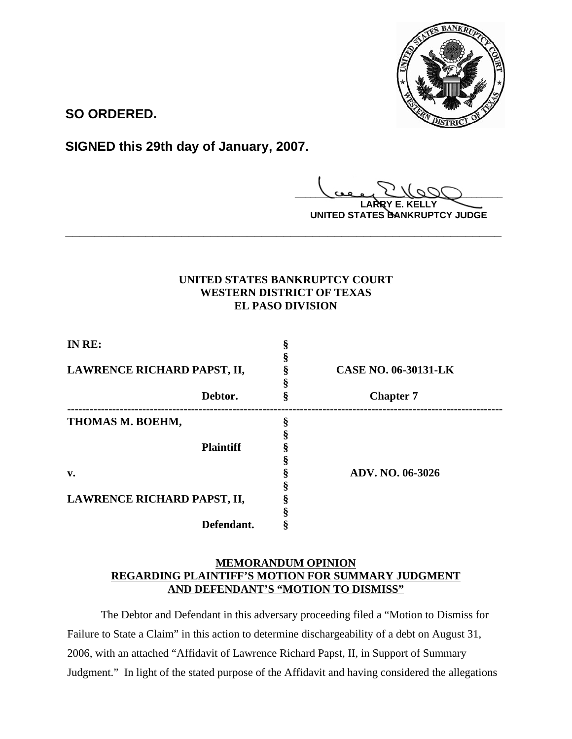**SO ORDERED.**

**SIGNED this 29th day of January, 2007.**

**LARRY E. KELLY**
**UNITED STATES BANKRUPTCY JUDGE**

---

**UNITED STATES BANKRUPTCY COURT**
**WESTERN DISTRICT OF TEXAS**
**EL PASO DIVISION**

| | | |
|---|---|---|
| **IN RE:** | § | |
| | § | |
| **LAWRENCE RICHARD PAPST, II,** | § | **CASE NO. 06-30131-LK** |
| | § | |
| **Debtor.** | § | **Chapter 7** |
| **THOMAS M. BOEHM,** | § | |
| | § | |
| **Plaintiff** | § | |
| | § | |
| **v.** | § | **ADV. NO. 06-3026** |
| | § | |
| **LAWRENCE RICHARD PAPST, II,** | § | |
| | § | |
| **Defendant.** | § | |

**MEMORANDUM OPINION**
**REGARDING PLAINTIFF'S MOTION FOR SUMMARY JUDGMENT**
**AND DEFENDANT'S "MOTION TO DISMISS"**

The Debtor and Defendant in this adversary proceeding filed a "Motion to Dismiss for Failure to State a Claim" in this action to determine dischargeability of a debt on August 31, 2006, with an attached "Affidavit of Lawrence Richard Papst, II, in Support of Summary Judgment." In light of the stated purpose of the Affidavit and having considered the allegations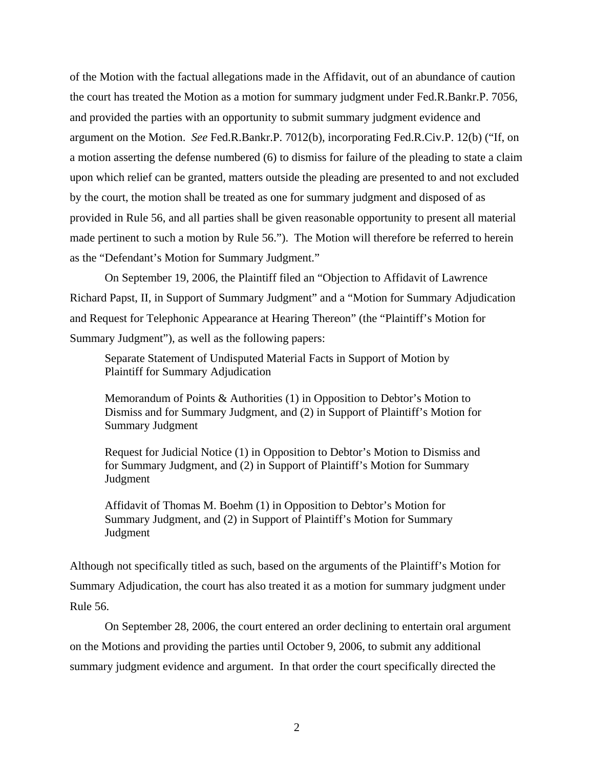of the Motion with the factual allegations made in the Affidavit, out of an abundance of caution the court has treated the Motion as a motion for summary judgment under Fed.R.Bankr.P. 7056, and provided the parties with an opportunity to submit summary judgment evidence and argument on the Motion. *See* Fed.R.Bankr.P. 7012(b), incorporating Fed.R.Civ.P. 12(b) ("If, on a motion asserting the defense numbered (6) to dismiss for failure of the pleading to state a claim upon which relief can be granted, matters outside the pleading are presented to and not excluded by the court, the motion shall be treated as one for summary judgment and disposed of as provided in Rule 56, and all parties shall be given reasonable opportunity to present all material made pertinent to such a motion by Rule 56."). The Motion will therefore be referred to herein as the "Defendant's Motion for Summary Judgment."

On September 19, 2006, the Plaintiff filed an "Objection to Affidavit of Lawrence Richard Papst, II, in Support of Summary Judgment" and a "Motion for Summary Adjudication and Request for Telephonic Appearance at Hearing Thereon" (the "Plaintiff's Motion for Summary Judgment"), as well as the following papers:

> Separate Statement of Undisputed Material Facts in Support of Motion by Plaintiff for Summary Adjudication
>
> Memorandum of Points & Authorities (1) in Opposition to Debtor's Motion to Dismiss and for Summary Judgment, and (2) in Support of Plaintiff's Motion for Summary Judgment
>
> Request for Judicial Notice (1) in Opposition to Debtor's Motion to Dismiss and for Summary Judgment, and (2) in Support of Plaintiff's Motion for Summary Judgment
>
> Affidavit of Thomas M. Boehm (1) in Opposition to Debtor's Motion for Summary Judgment, and (2) in Support of Plaintiff's Motion for Summary Judgment

Although not specifically titled as such, based on the arguments of the Plaintiff's Motion for Summary Adjudication, the court has also treated it as a motion for summary judgment under Rule 56.

On September 28, 2006, the court entered an order declining to entertain oral argument on the Motions and providing the parties until October 9, 2006, to submit any additional summary judgment evidence and argument. In that order the court specifically directed the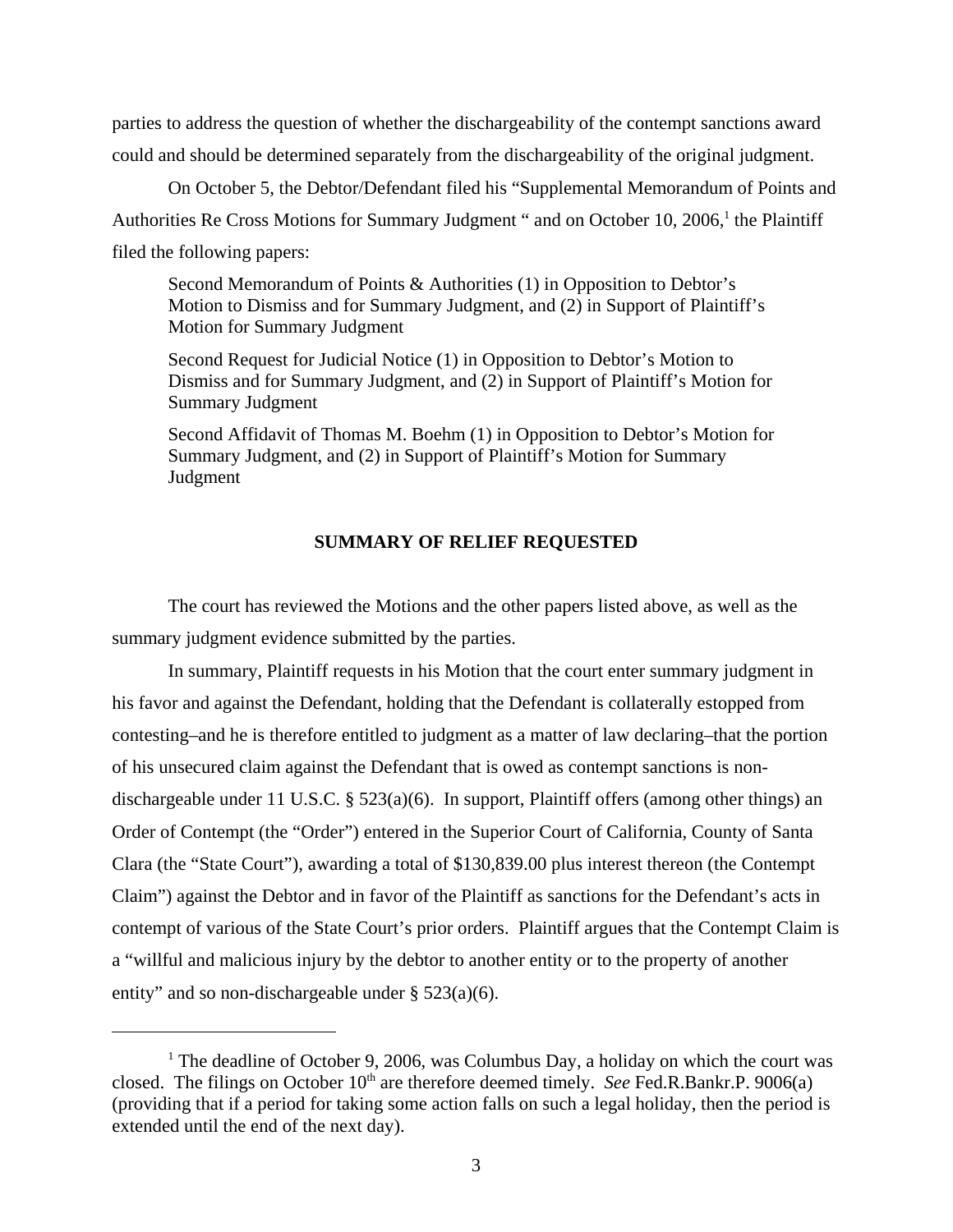parties to address the question of whether the dischargeability of the contempt sanctions award could and should be determined separately from the dischargeability of the original judgment.

On October 5, the Debtor/Defendant filed his "Supplemental Memorandum of Points and Authorities Re Cross Motions for Summary Judgment " and on October 10, 2006,[1] the Plaintiff filed the following papers:

> Second Memorandum of Points & Authorities (1) in Opposition to Debtor's Motion to Dismiss and for Summary Judgment, and (2) in Support of Plaintiff's Motion for Summary Judgment
>
> Second Request for Judicial Notice (1) in Opposition to Debtor's Motion to Dismiss and for Summary Judgment, and (2) in Support of Plaintiff's Motion for Summary Judgment
>
> Second Affidavit of Thomas M. Boehm (1) in Opposition to Debtor's Motion for Summary Judgment, and (2) in Support of Plaintiff's Motion for Summary Judgment

## SUMMARY OF RELIEF REQUESTED

The court has reviewed the Motions and the other papers listed above, as well as the summary judgment evidence submitted by the parties.

In summary, Plaintiff requests in his Motion that the court enter summary judgment in his favor and against the Defendant, holding that the Defendant is collaterally estopped from contesting–and he is therefore entitled to judgment as a matter of law declaring–that the portion of his unsecured claim against the Defendant that is owed as contempt sanctions is non-dischargeable under 11 U.S.C. § 523(a)(6). In support, Plaintiff offers (among other things) an Order of Contempt (the "Order") entered in the Superior Court of California, County of Santa Clara (the "State Court"), awarding a total of $130,839.00 plus interest thereon (the Contempt Claim") against the Debtor and in favor of the Plaintiff as sanctions for the Defendant's acts in contempt of various of the State Court's prior orders. Plaintiff argues that the Contempt Claim is a "willful and malicious injury by the debtor to another entity or to the property of another entity" and so non-dischargeable under § 523(a)(6).

---

[1] The deadline of October 9, 2006, was Columbus Day, a holiday on which the court was closed. The filings on October 10th are therefore deemed timely. *See* Fed.R.Bankr.P. 9006(a) (providing that if a period for taking some action falls on such a legal holiday, then the period is extended until the end of the next day).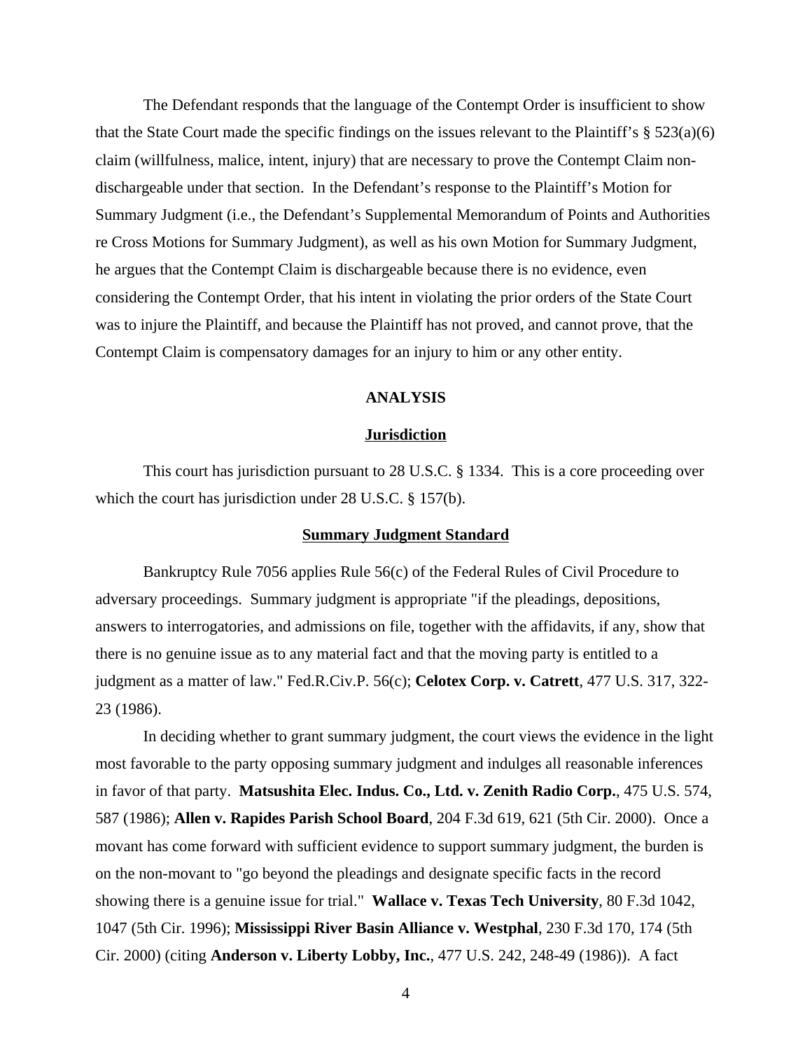The Defendant responds that the language of the Contempt Order is insufficient to show that the State Court made the specific findings on the issues relevant to the Plaintiff's § 523(a)(6) claim (willfulness, malice, intent, injury) that are necessary to prove the Contempt Claim non-dischargeable under that section. In the Defendant's response to the Plaintiff's Motion for Summary Judgment (i.e., the Defendant's Supplemental Memorandum of Points and Authorities re Cross Motions for Summary Judgment), as well as his own Motion for Summary Judgment, he argues that the Contempt Claim is dischargeable because there is no evidence, even considering the Contempt Order, that his intent in violating the prior orders of the State Court was to injure the Plaintiff, and because the Plaintiff has not proved, and cannot prove, that the Contempt Claim is compensatory damages for an injury to him or any other entity.

## ANALYSIS

### Jurisdiction

This court has jurisdiction pursuant to 28 U.S.C. § 1334. This is a core proceeding over which the court has jurisdiction under 28 U.S.C. § 157(b).

### Summary Judgment Standard

Bankruptcy Rule 7056 applies Rule 56(c) of the Federal Rules of Civil Procedure to adversary proceedings. Summary judgment is appropriate "if the pleadings, depositions, answers to interrogatories, and admissions on file, together with the affidavits, if any, show that there is no genuine issue as to any material fact and that the moving party is entitled to a judgment as a matter of law." Fed.R.Civ.P. 56(c); **Celotex Corp. v. Catrett**, 477 U.S. 317, 322-23 (1986).

In deciding whether to grant summary judgment, the court views the evidence in the light most favorable to the party opposing summary judgment and indulges all reasonable inferences in favor of that party. **Matsushita Elec. Indus. Co., Ltd. v. Zenith Radio Corp.**, 475 U.S. 574, 587 (1986); **Allen v. Rapides Parish School Board**, 204 F.3d 619, 621 (5th Cir. 2000). Once a movant has come forward with sufficient evidence to support summary judgment, the burden is on the non-movant to "go beyond the pleadings and designate specific facts in the record showing there is a genuine issue for trial." **Wallace v. Texas Tech University**, 80 F.3d 1042, 1047 (5th Cir. 1996); **Mississippi River Basin Alliance v. Westphal**, 230 F.3d 170, 174 (5th Cir. 2000) (citing **Anderson v. Liberty Lobby, Inc.**, 477 U.S. 242, 248-49 (1986)). A fact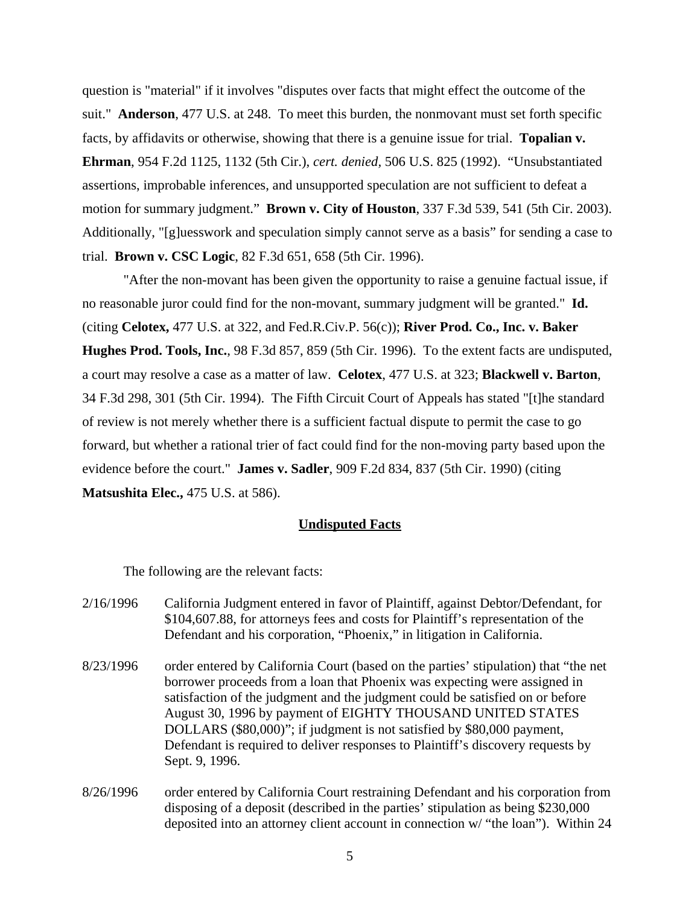question is "material" if it involves "disputes over facts that might effect the outcome of the suit." **Anderson**, 477 U.S. at 248. To meet this burden, the nonmovant must set forth specific facts, by affidavits or otherwise, showing that there is a genuine issue for trial. **Topalian v. Ehrman**, 954 F.2d 1125, 1132 (5th Cir.), *cert. denied*, 506 U.S. 825 (1992). "Unsubstantiated assertions, improbable inferences, and unsupported speculation are not sufficient to defeat a motion for summary judgment." **Brown v. City of Houston**, 337 F.3d 539, 541 (5th Cir. 2003). Additionally, "[g]uesswork and speculation simply cannot serve as a basis" for sending a case to trial. **Brown v. CSC Logic**, 82 F.3d 651, 658 (5th Cir. 1996).

"After the non-movant has been given the opportunity to raise a genuine factual issue, if no reasonable juror could find for the non-movant, summary judgment will be granted." **Id.** (citing **Celotex,** 477 U.S. at 322, and Fed.R.Civ.P. 56(c)); **River Prod. Co., Inc. v. Baker Hughes Prod. Tools, Inc.**, 98 F.3d 857, 859 (5th Cir. 1996). To the extent facts are undisputed, a court may resolve a case as a matter of law. **Celotex**, 477 U.S. at 323; **Blackwell v. Barton**, 34 F.3d 298, 301 (5th Cir. 1994). The Fifth Circuit Court of Appeals has stated "[t]he standard of review is not merely whether there is a sufficient factual dispute to permit the case to go forward, but whether a rational trier of fact could find for the non-moving party based upon the evidence before the court." **James v. Sadler**, 909 F.2d 834, 837 (5th Cir. 1990) (citing **Matsushita Elec.,** 475 U.S. at 586).

## Undisputed Facts

The following are the relevant facts:

2/16/1996 California Judgment entered in favor of Plaintiff, against Debtor/Defendant, for \$104,607.88, for attorneys fees and costs for Plaintiff's representation of the Defendant and his corporation, "Phoenix," in litigation in California.

8/23/1996 order entered by California Court (based on the parties' stipulation) that "the net borrower proceeds from a loan that Phoenix was expecting were assigned in satisfaction of the judgment and the judgment could be satisfied on or before August 30, 1996 by payment of EIGHTY THOUSAND UNITED STATES DOLLARS (\$80,000)"; if judgment is not satisfied by \$80,000 payment, Defendant is required to deliver responses to Plaintiff's discovery requests by Sept. 9, 1996.

8/26/1996 order entered by California Court restraining Defendant and his corporation from disposing of a deposit (described in the parties' stipulation as being \$230,000 deposited into an attorney client account in connection w/ "the loan"). Within 24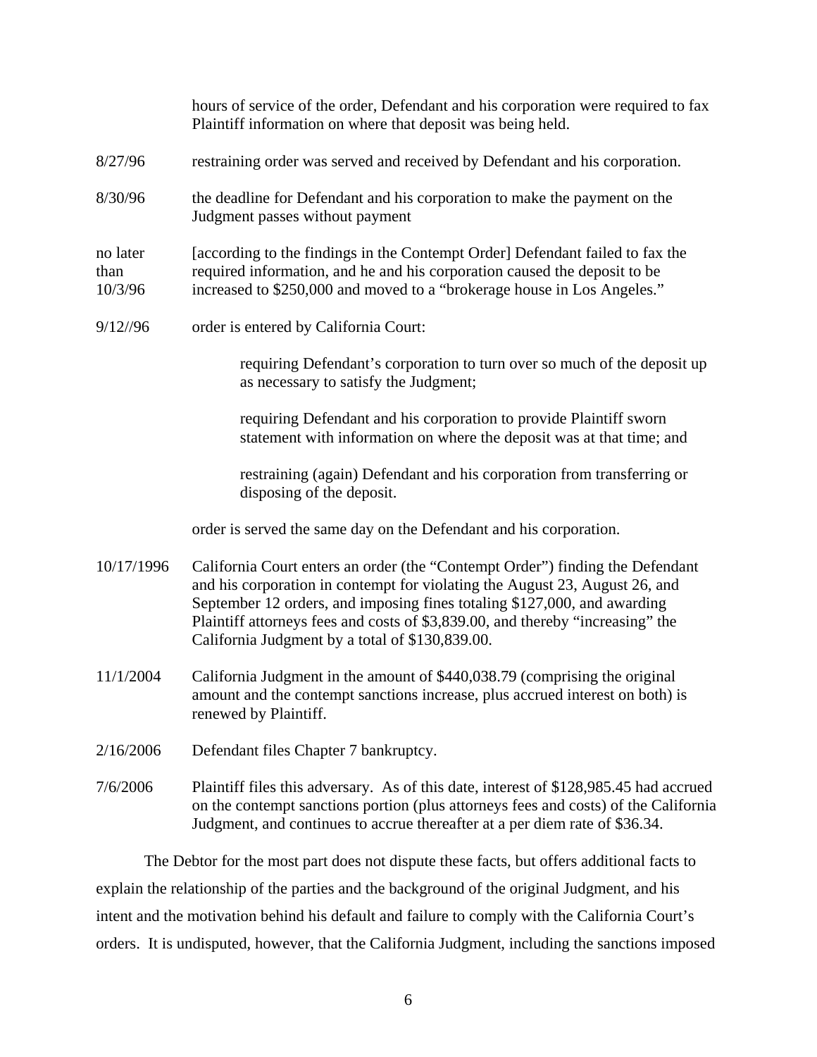hours of service of the order, Defendant and his corporation were required to fax Plaintiff information on where that deposit was being held.

| | |
|---|---|
| 8/27/96 | restraining order was served and received by Defendant and his corporation. |
| 8/30/96 | the deadline for Defendant and his corporation to make the payment on the Judgment passes without payment |
| no later than 10/3/96 | [according to the findings in the Contempt Order] Defendant failed to fax the required information, and he and his corporation caused the deposit to be increased to $250,000 and moved to a "brokerage house in Los Angeles." |
| 9/12//96 | order is entered by California Court:<br><br>requiring Defendant's corporation to turn over so much of the deposit up as necessary to satisfy the Judgment;<br><br>requiring Defendant and his corporation to provide Plaintiff sworn statement with information on where the deposit was at that time; and<br><br>restraining (again) Defendant and his corporation from transferring or disposing of the deposit.<br><br>order is served the same day on the Defendant and his corporation. |
| 10/17/1996 | California Court enters an order (the "Contempt Order") finding the Defendant and his corporation in contempt for violating the August 23, August 26, and September 12 orders, and imposing fines totaling $127,000, and awarding Plaintiff attorneys fees and costs of $3,839.00, and thereby "increasing" the California Judgment by a total of $130,839.00. |
| 11/1/2004 | California Judgment in the amount of $440,038.79 (comprising the original amount and the contempt sanctions increase, plus accrued interest on both) is renewed by Plaintiff. |
| 2/16/2006 | Defendant files Chapter 7 bankruptcy. |
| 7/6/2006 | Plaintiff files this adversary. As of this date, interest of $128,985.45 had accrued on the contempt sanctions portion (plus attorneys fees and costs) of the California Judgment, and continues to accrue thereafter at a per diem rate of $36.34. |

The Debtor for the most part does not dispute these facts, but offers additional facts to explain the relationship of the parties and the background of the original Judgment, and his intent and the motivation behind his default and failure to comply with the California Court's orders. It is undisputed, however, that the California Judgment, including the sanctions imposed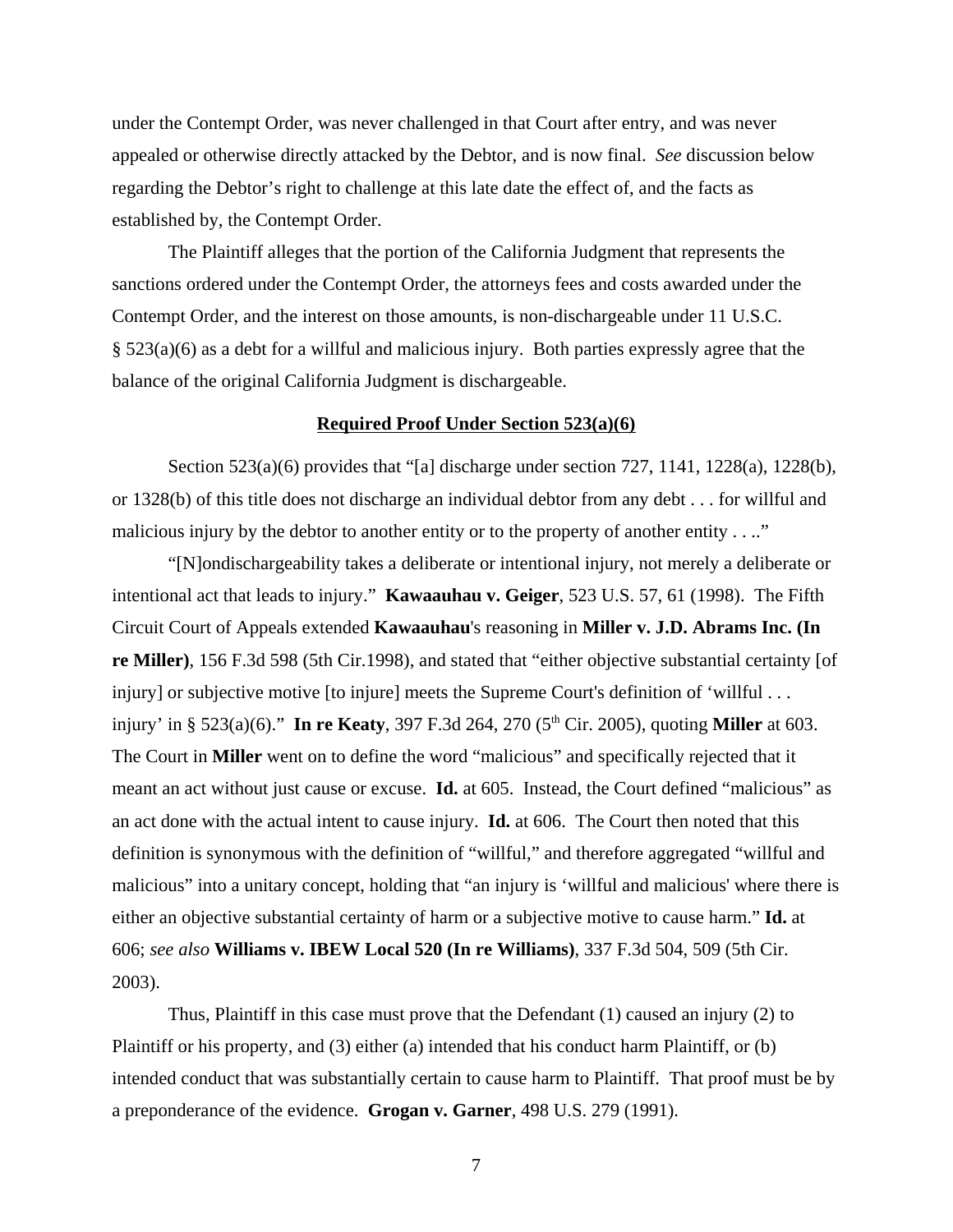under the Contempt Order, was never challenged in that Court after entry, and was never appealed or otherwise directly attacked by the Debtor, and is now final. *See* discussion below regarding the Debtor's right to challenge at this late date the effect of, and the facts as established by, the Contempt Order.

The Plaintiff alleges that the portion of the California Judgment that represents the sanctions ordered under the Contempt Order, the attorneys fees and costs awarded under the Contempt Order, and the interest on those amounts, is non-dischargeable under 11 U.S.C. § 523(a)(6) as a debt for a willful and malicious injury. Both parties expressly agree that the balance of the original California Judgment is dischargeable.

**Required Proof Under Section 523(a)(6)**

Section 523(a)(6) provides that "[a] discharge under section 727, 1141, 1228(a), 1228(b), or 1328(b) of this title does not discharge an individual debtor from any debt . . . for willful and malicious injury by the debtor to another entity or to the property of another entity . . .."

"[N]ondischargeability takes a deliberate or intentional injury, not merely a deliberate or intentional act that leads to injury." **Kawaauhau v. Geiger**, 523 U.S. 57, 61 (1998). The Fifth Circuit Court of Appeals extended **Kawaauhau**'s reasoning in **Miller v. J.D. Abrams Inc. (In re Miller)**, 156 F.3d 598 (5th Cir.1998), and stated that "either objective substantial certainty [of injury] or subjective motive [to injure] meets the Supreme Court's definition of 'willful . . . injury' in § 523(a)(6)." **In re Keaty**, 397 F.3d 264, 270 (5th Cir. 2005), quoting **Miller** at 603. The Court in **Miller** went on to define the word "malicious" and specifically rejected that it meant an act without just cause or excuse. **Id.** at 605. Instead, the Court defined "malicious" as an act done with the actual intent to cause injury. **Id.** at 606. The Court then noted that this definition is synonymous with the definition of "willful," and therefore aggregated "willful and malicious" into a unitary concept, holding that "an injury is 'willful and malicious' where there is either an objective substantial certainty of harm or a subjective motive to cause harm." **Id.** at 606; *see also* **Williams v. IBEW Local 520 (In re Williams)**, 337 F.3d 504, 509 (5th Cir. 2003).

Thus, Plaintiff in this case must prove that the Defendant (1) caused an injury (2) to Plaintiff or his property, and (3) either (a) intended that his conduct harm Plaintiff, or (b) intended conduct that was substantially certain to cause harm to Plaintiff. That proof must be by a preponderance of the evidence. **Grogan v. Garner**, 498 U.S. 279 (1991).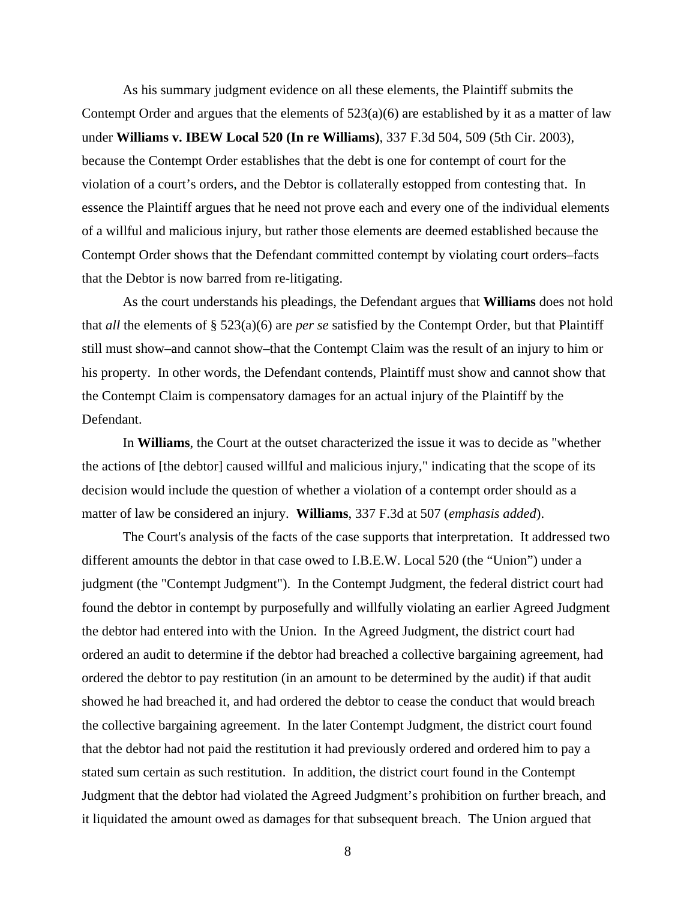As his summary judgment evidence on all these elements, the Plaintiff submits the Contempt Order and argues that the elements of 523(a)(6) are established by it as a matter of law under **Williams v. IBEW Local 520 (In re Williams)**, 337 F.3d 504, 509 (5th Cir. 2003), because the Contempt Order establishes that the debt is one for contempt of court for the violation of a court's orders, and the Debtor is collaterally estopped from contesting that. In essence the Plaintiff argues that he need not prove each and every one of the individual elements of a willful and malicious injury, but rather those elements are deemed established because the Contempt Order shows that the Defendant committed contempt by violating court orders–facts that the Debtor is now barred from re-litigating.

As the court understands his pleadings, the Defendant argues that **Williams** does not hold that *all* the elements of § 523(a)(6) are *per se* satisfied by the Contempt Order, but that Plaintiff still must show–and cannot show–that the Contempt Claim was the result of an injury to him or his property. In other words, the Defendant contends, Plaintiff must show and cannot show that the Contempt Claim is compensatory damages for an actual injury of the Plaintiff by the Defendant.

In **Williams**, the Court at the outset characterized the issue it was to decide as "whether the actions of [the debtor] caused willful and malicious injury," indicating that the scope of its decision would include the question of whether a violation of a contempt order should as a matter of law be considered an injury. **Williams**, 337 F.3d at 507 (*emphasis added*).

The Court's analysis of the facts of the case supports that interpretation. It addressed two different amounts the debtor in that case owed to I.B.E.W. Local 520 (the "Union") under a judgment (the "Contempt Judgment"). In the Contempt Judgment, the federal district court had found the debtor in contempt by purposefully and willfully violating an earlier Agreed Judgment the debtor had entered into with the Union. In the Agreed Judgment, the district court had ordered an audit to determine if the debtor had breached a collective bargaining agreement, had ordered the debtor to pay restitution (in an amount to be determined by the audit) if that audit showed he had breached it, and had ordered the debtor to cease the conduct that would breach the collective bargaining agreement. In the later Contempt Judgment, the district court found that the debtor had not paid the restitution it had previously ordered and ordered him to pay a stated sum certain as such restitution. In addition, the district court found in the Contempt Judgment that the debtor had violated the Agreed Judgment's prohibition on further breach, and it liquidated the amount owed as damages for that subsequent breach. The Union argued that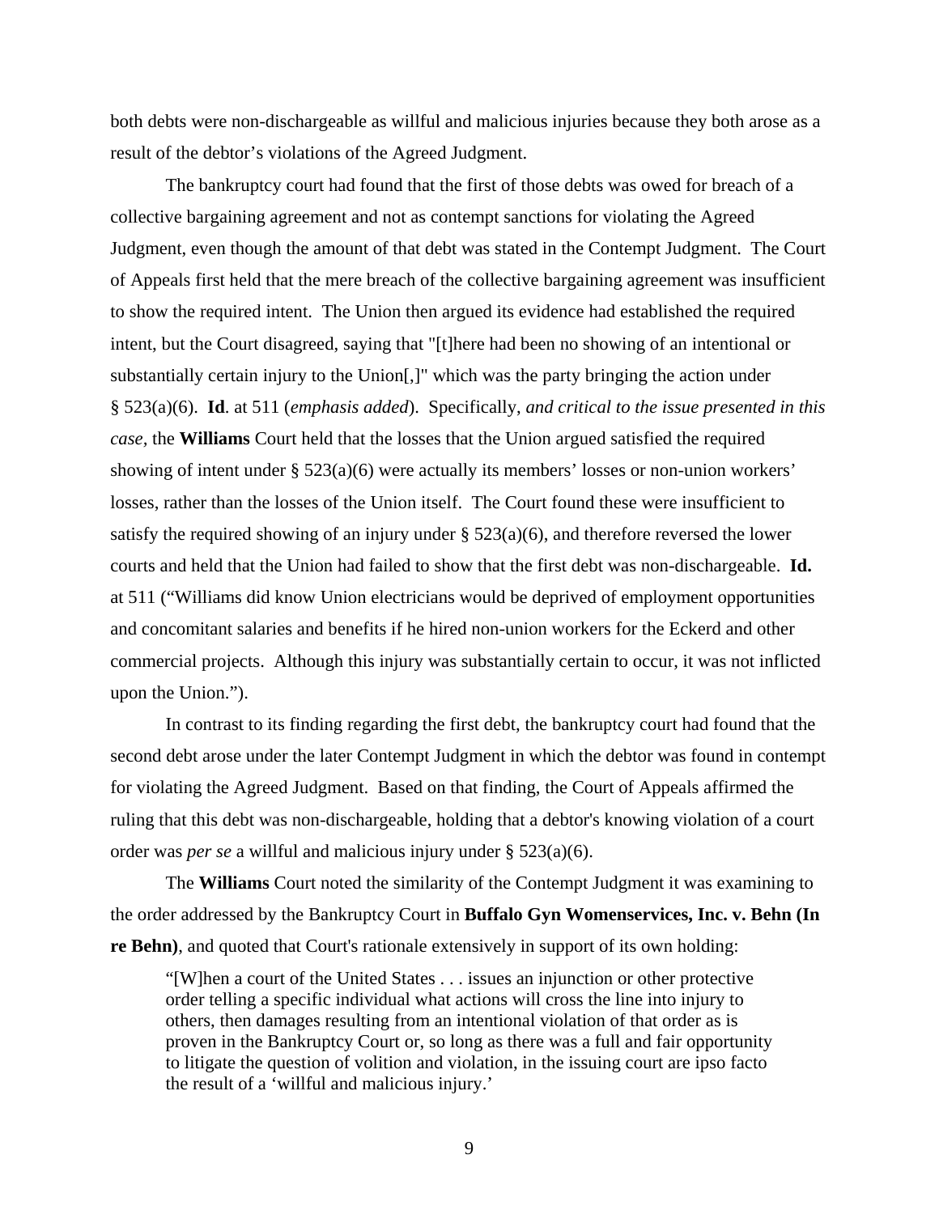both debts were non-dischargeable as willful and malicious injuries because they both arose as a result of the debtor's violations of the Agreed Judgment.

The bankruptcy court had found that the first of those debts was owed for breach of a collective bargaining agreement and not as contempt sanctions for violating the Agreed Judgment, even though the amount of that debt was stated in the Contempt Judgment. The Court of Appeals first held that the mere breach of the collective bargaining agreement was insufficient to show the required intent. The Union then argued its evidence had established the required intent, but the Court disagreed, saying that "[t]here had been no showing of an intentional or substantially certain injury to the Union[,]" which was the party bringing the action under § 523(a)(6). **Id**. at 511 (*emphasis added*). Specifically, *and critical to the issue presented in this case,* the **Williams** Court held that the losses that the Union argued satisfied the required showing of intent under § 523(a)(6) were actually its members' losses or non-union workers' losses, rather than the losses of the Union itself. The Court found these were insufficient to satisfy the required showing of an injury under § 523(a)(6), and therefore reversed the lower courts and held that the Union had failed to show that the first debt was non-dischargeable. **Id.** at 511 ("Williams did know Union electricians would be deprived of employment opportunities and concomitant salaries and benefits if he hired non-union workers for the Eckerd and other commercial projects. Although this injury was substantially certain to occur, it was not inflicted upon the Union.").

In contrast to its finding regarding the first debt, the bankruptcy court had found that the second debt arose under the later Contempt Judgment in which the debtor was found in contempt for violating the Agreed Judgment. Based on that finding, the Court of Appeals affirmed the ruling that this debt was non-dischargeable, holding that a debtor's knowing violation of a court order was *per se* a willful and malicious injury under § 523(a)(6).

The **Williams** Court noted the similarity of the Contempt Judgment it was examining to the order addressed by the Bankruptcy Court in **Buffalo Gyn Womenservices, Inc. v. Behn (In re Behn)**, and quoted that Court's rationale extensively in support of its own holding:

> "[W]hen a court of the United States . . . issues an injunction or other protective order telling a specific individual what actions will cross the line into injury to others, then damages resulting from an intentional violation of that order as is proven in the Bankruptcy Court or, so long as there was a full and fair opportunity to litigate the question of volition and violation, in the issuing court are ipso facto the result of a 'willful and malicious injury.'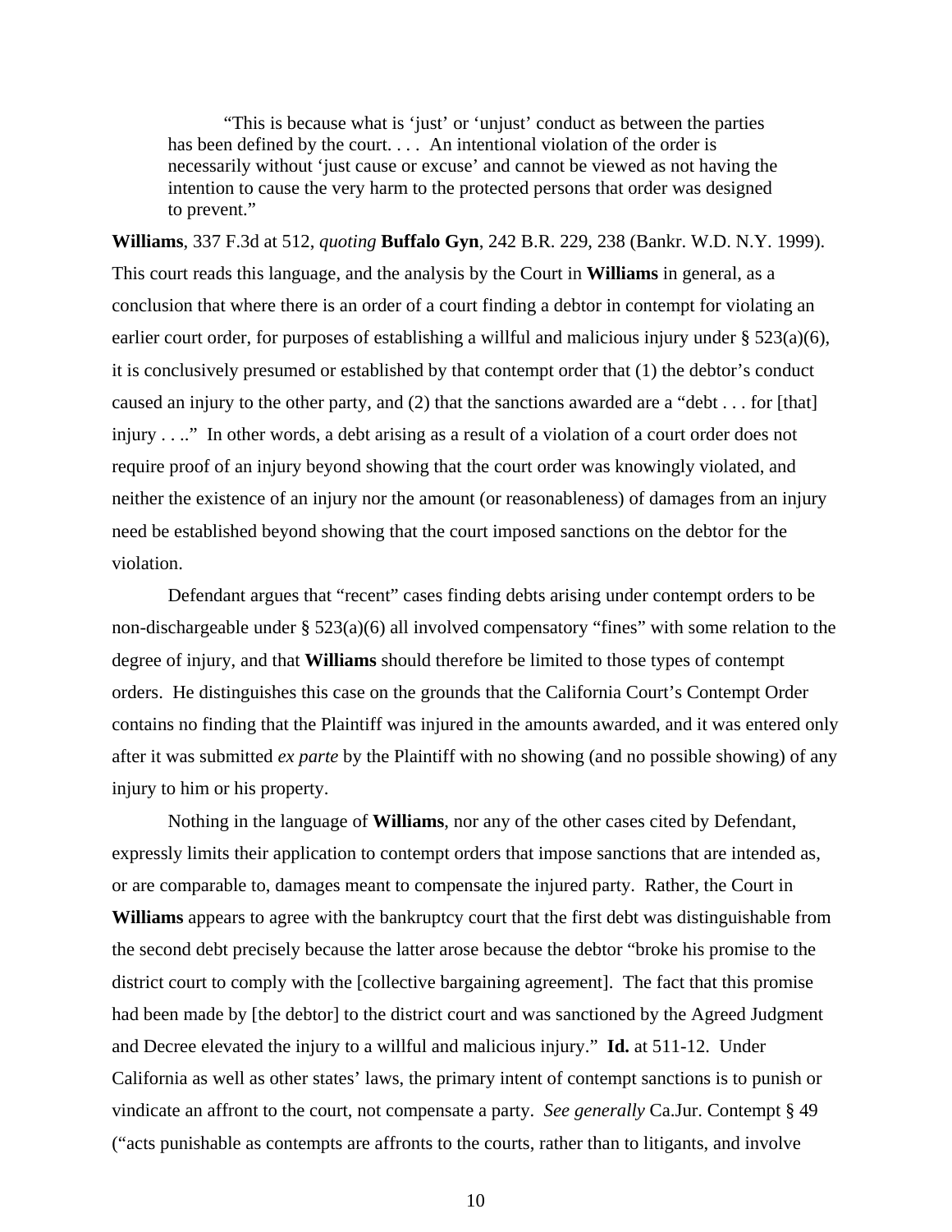> "This is because what is 'just' or 'unjust' conduct as between the parties has been defined by the court. . . . An intentional violation of the order is necessarily without 'just cause or excuse' and cannot be viewed as not having the intention to cause the very harm to the protected persons that order was designed to prevent."

**Williams**, 337 F.3d at 512, *quoting* **Buffalo Gyn**, 242 B.R. 229, 238 (Bankr. W.D. N.Y. 1999). This court reads this language, and the analysis by the Court in **Williams** in general, as a conclusion that where there is an order of a court finding a debtor in contempt for violating an earlier court order, for purposes of establishing a willful and malicious injury under § 523(a)(6), it is conclusively presumed or established by that contempt order that (1) the debtor's conduct caused an injury to the other party, and (2) that the sanctions awarded are a "debt . . . for [that] injury . . .." In other words, a debt arising as a result of a violation of a court order does not require proof of an injury beyond showing that the court order was knowingly violated, and neither the existence of an injury nor the amount (or reasonableness) of damages from an injury need be established beyond showing that the court imposed sanctions on the debtor for the violation.

Defendant argues that "recent" cases finding debts arising under contempt orders to be non-dischargeable under § 523(a)(6) all involved compensatory "fines" with some relation to the degree of injury, and that **Williams** should therefore be limited to those types of contempt orders. He distinguishes this case on the grounds that the California Court's Contempt Order contains no finding that the Plaintiff was injured in the amounts awarded, and it was entered only after it was submitted *ex parte* by the Plaintiff with no showing (and no possible showing) of any injury to him or his property.

Nothing in the language of **Williams**, nor any of the other cases cited by Defendant, expressly limits their application to contempt orders that impose sanctions that are intended as, or are comparable to, damages meant to compensate the injured party. Rather, the Court in **Williams** appears to agree with the bankruptcy court that the first debt was distinguishable from the second debt precisely because the latter arose because the debtor "broke his promise to the district court to comply with the [collective bargaining agreement]. The fact that this promise had been made by [the debtor] to the district court and was sanctioned by the Agreed Judgment and Decree elevated the injury to a willful and malicious injury." **Id.** at 511-12. Under California as well as other states' laws, the primary intent of contempt sanctions is to punish or vindicate an affront to the court, not compensate a party. *See generally* Ca.Jur. Contempt § 49 ("acts punishable as contempts are affronts to the courts, rather than to litigants, and involve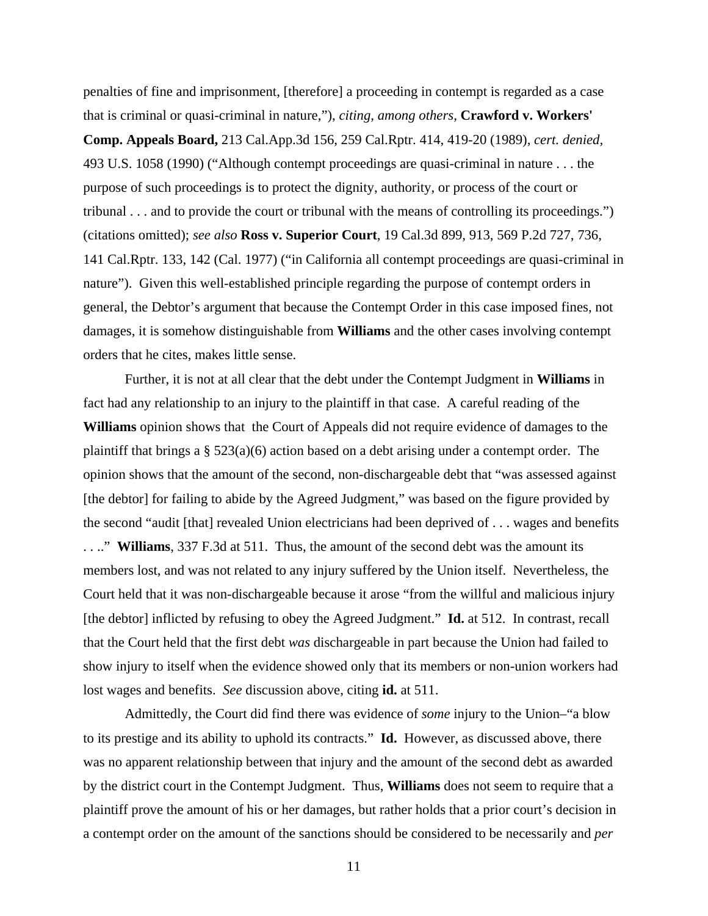penalties of fine and imprisonment, [therefore] a proceeding in contempt is regarded as a case that is criminal or quasi-criminal in nature,"), *citing, among others*, **Crawford v. Workers' Comp. Appeals Board,** 213 Cal.App.3d 156, 259 Cal.Rptr. 414, 419-20 (1989), *cert. denied*, 493 U.S. 1058 (1990) ("Although contempt proceedings are quasi-criminal in nature . . . the purpose of such proceedings is to protect the dignity, authority, or process of the court or tribunal . . . and to provide the court or tribunal with the means of controlling its proceedings.") (citations omitted); *see also* **Ross v. Superior Court**, 19 Cal.3d 899, 913, 569 P.2d 727, 736, 141 Cal.Rptr. 133, 142 (Cal. 1977) ("in California all contempt proceedings are quasi-criminal in nature"). Given this well-established principle regarding the purpose of contempt orders in general, the Debtor's argument that because the Contempt Order in this case imposed fines, not damages, it is somehow distinguishable from **Williams** and the other cases involving contempt orders that he cites, makes little sense.

Further, it is not at all clear that the debt under the Contempt Judgment in **Williams** in fact had any relationship to an injury to the plaintiff in that case. A careful reading of the **Williams** opinion shows that the Court of Appeals did not require evidence of damages to the plaintiff that brings a § 523(a)(6) action based on a debt arising under a contempt order. The opinion shows that the amount of the second, non-dischargeable debt that "was assessed against [the debtor] for failing to abide by the Agreed Judgment," was based on the figure provided by the second "audit [that] revealed Union electricians had been deprived of . . . wages and benefits . . .." **Williams**, 337 F.3d at 511. Thus, the amount of the second debt was the amount its members lost, and was not related to any injury suffered by the Union itself. Nevertheless, the Court held that it was non-dischargeable because it arose "from the willful and malicious injury [the debtor] inflicted by refusing to obey the Agreed Judgment." **Id.** at 512. In contrast, recall that the Court held that the first debt *was* dischargeable in part because the Union had failed to show injury to itself when the evidence showed only that its members or non-union workers had lost wages and benefits. *See* discussion above, citing **id.** at 511.

Admittedly, the Court did find there was evidence of *some* injury to the Union–"a blow to its prestige and its ability to uphold its contracts." **Id.** However, as discussed above, there was no apparent relationship between that injury and the amount of the second debt as awarded by the district court in the Contempt Judgment. Thus, **Williams** does not seem to require that a plaintiff prove the amount of his or her damages, but rather holds that a prior court's decision in a contempt order on the amount of the sanctions should be considered to be necessarily and *per*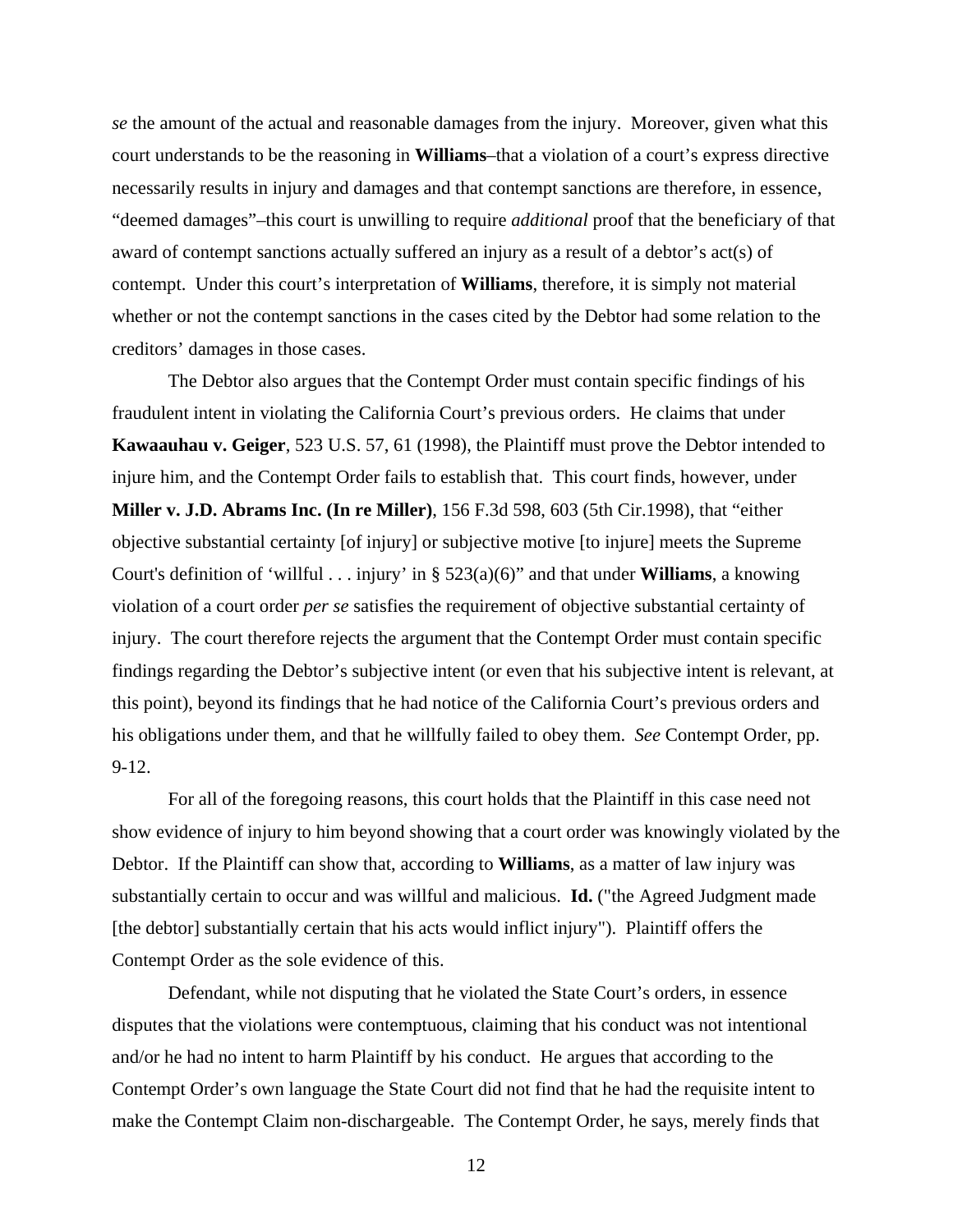*se* the amount of the actual and reasonable damages from the injury. Moreover, given what this court understands to be the reasoning in **Williams**–that a violation of a court's express directive necessarily results in injury and damages and that contempt sanctions are therefore, in essence, "deemed damages"–this court is unwilling to require *additional* proof that the beneficiary of that award of contempt sanctions actually suffered an injury as a result of a debtor's act(s) of contempt. Under this court's interpretation of **Williams**, therefore, it is simply not material whether or not the contempt sanctions in the cases cited by the Debtor had some relation to the creditors' damages in those cases.

The Debtor also argues that the Contempt Order must contain specific findings of his fraudulent intent in violating the California Court's previous orders. He claims that under **Kawaauhau v. Geiger**, 523 U.S. 57, 61 (1998), the Plaintiff must prove the Debtor intended to injure him, and the Contempt Order fails to establish that. This court finds, however, under **Miller v. J.D. Abrams Inc. (In re Miller)**, 156 F.3d 598, 603 (5th Cir.1998), that "either objective substantial certainty [of injury] or subjective motive [to injure] meets the Supreme Court's definition of 'willful . . . injury' in § 523(a)(6)" and that under **Williams**, a knowing violation of a court order *per se* satisfies the requirement of objective substantial certainty of injury. The court therefore rejects the argument that the Contempt Order must contain specific findings regarding the Debtor's subjective intent (or even that his subjective intent is relevant, at this point), beyond its findings that he had notice of the California Court's previous orders and his obligations under them, and that he willfully failed to obey them. *See* Contempt Order, pp. 9-12.

For all of the foregoing reasons, this court holds that the Plaintiff in this case need not show evidence of injury to him beyond showing that a court order was knowingly violated by the Debtor. If the Plaintiff can show that, according to **Williams**, as a matter of law injury was substantially certain to occur and was willful and malicious. **Id.** ("the Agreed Judgment made [the debtor] substantially certain that his acts would inflict injury"). Plaintiff offers the Contempt Order as the sole evidence of this.

Defendant, while not disputing that he violated the State Court's orders, in essence disputes that the violations were contemptuous, claiming that his conduct was not intentional and/or he had no intent to harm Plaintiff by his conduct. He argues that according to the Contempt Order's own language the State Court did not find that he had the requisite intent to make the Contempt Claim non-dischargeable. The Contempt Order, he says, merely finds that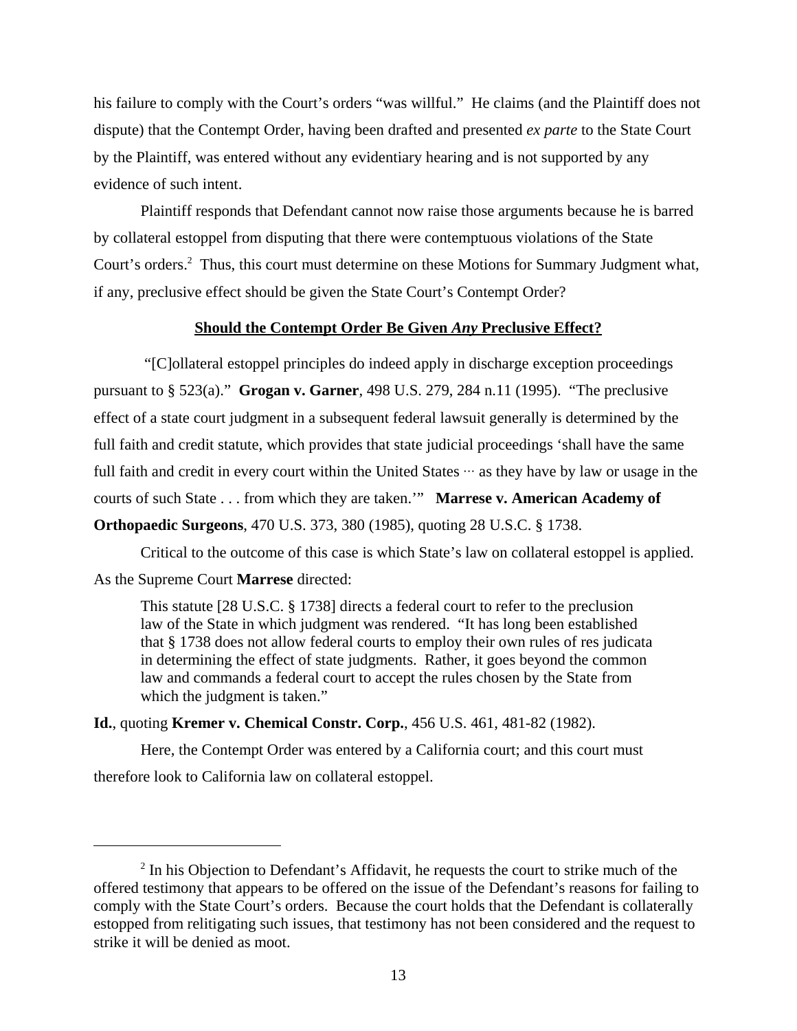his failure to comply with the Court's orders "was willful." He claims (and the Plaintiff does not dispute) that the Contempt Order, having been drafted and presented *ex parte* to the State Court by the Plaintiff, was entered without any evidentiary hearing and is not supported by any evidence of such intent.

Plaintiff responds that Defendant cannot now raise those arguments because he is barred by collateral estoppel from disputing that there were contemptuous violations of the State Court's orders.[2] Thus, this court must determine on these Motions for Summary Judgment what, if any, preclusive effect should be given the State Court's Contempt Order?

**Should the Contempt Order Be Given *Any* Preclusive Effect?**

"[C]ollateral estoppel principles do indeed apply in discharge exception proceedings pursuant to § 523(a)." **Grogan v. Garner**, 498 U.S. 279, 284 n.11 (1995). "The preclusive effect of a state court judgment in a subsequent federal lawsuit generally is determined by the full faith and credit statute, which provides that state judicial proceedings 'shall have the same full faith and credit in every court within the United States ··· as they have by law or usage in the courts of such State . . . from which they are taken.'" **Marrese v. American Academy of Orthopaedic Surgeons**, 470 U.S. 373, 380 (1985), quoting 28 U.S.C. § 1738.

Critical to the outcome of this case is which State's law on collateral estoppel is applied. As the Supreme Court **Marrese** directed:

> This statute [28 U.S.C. § 1738] directs a federal court to refer to the preclusion law of the State in which judgment was rendered. "It has long been established that § 1738 does not allow federal courts to employ their own rules of res judicata in determining the effect of state judgments. Rather, it goes beyond the common law and commands a federal court to accept the rules chosen by the State from which the judgment is taken."

**Id.**, quoting **Kremer v. Chemical Constr. Corp.**, 456 U.S. 461, 481-82 (1982).

Here, the Contempt Order was entered by a California court; and this court must therefore look to California law on collateral estoppel.

---

[2] In his Objection to Defendant's Affidavit, he requests the court to strike much of the offered testimony that appears to be offered on the issue of the Defendant's reasons for failing to comply with the State Court's orders. Because the court holds that the Defendant is collaterally estopped from relitigating such issues, that testimony has not been considered and the request to strike it will be denied as moot.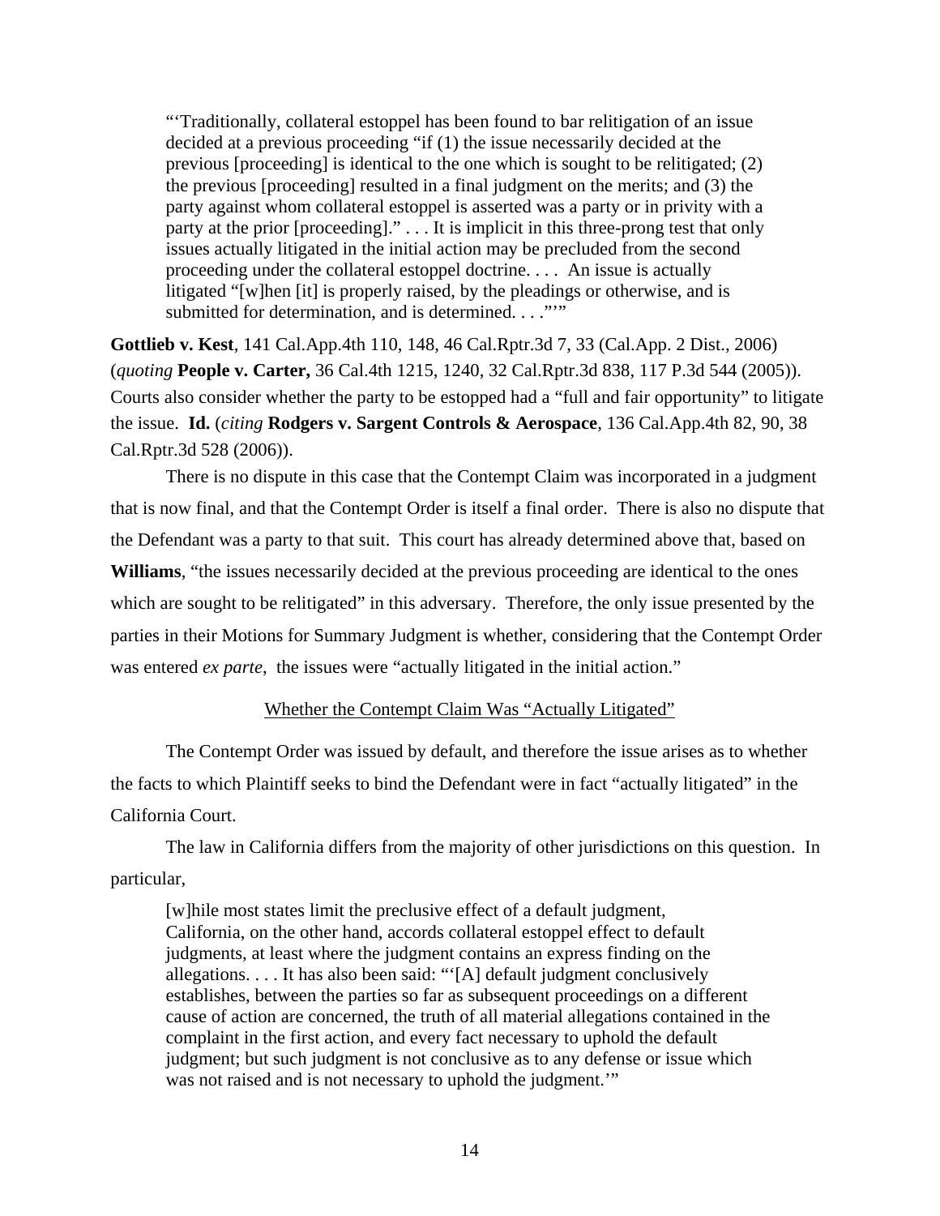> "'Traditionally, collateral estoppel has been found to bar relitigation of an issue decided at a previous proceeding "if (1) the issue necessarily decided at the previous [proceeding] is identical to the one which is sought to be relitigated; (2) the previous [proceeding] resulted in a final judgment on the merits; and (3) the party against whom collateral estoppel is asserted was a party or in privity with a party at the prior [proceeding]." . . . It is implicit in this three-prong test that only issues actually litigated in the initial action may be precluded from the second proceeding under the collateral estoppel doctrine. . . . An issue is actually litigated "[w]hen [it] is properly raised, by the pleadings or otherwise, and is submitted for determination, and is determined. . . ."'"

**Gottlieb v. Kest**, 141 Cal.App.4th 110, 148, 46 Cal.Rptr.3d 7, 33 (Cal.App. 2 Dist., 2006) (*quoting* **People v. Carter,** 36 Cal.4th 1215, 1240, 32 Cal.Rptr.3d 838, 117 P.3d 544 (2005)). Courts also consider whether the party to be estopped had a "full and fair opportunity" to litigate the issue. **Id.** (*citing* **Rodgers v. Sargent Controls & Aerospace**, 136 Cal.App.4th 82, 90, 38 Cal.Rptr.3d 528 (2006)).

There is no dispute in this case that the Contempt Claim was incorporated in a judgment that is now final, and that the Contempt Order is itself a final order. There is also no dispute that the Defendant was a party to that suit. This court has already determined above that, based on **Williams**, "the issues necessarily decided at the previous proceeding are identical to the ones which are sought to be relitigated" in this adversary. Therefore, the only issue presented by the parties in their Motions for Summary Judgment is whether, considering that the Contempt Order was entered *ex parte*, the issues were "actually litigated in the initial action."

<u>Whether the Contempt Claim Was "Actually Litigated"</u>

The Contempt Order was issued by default, and therefore the issue arises as to whether the facts to which Plaintiff seeks to bind the Defendant were in fact "actually litigated" in the California Court.

The law in California differs from the majority of other jurisdictions on this question. In particular,

> [w]hile most states limit the preclusive effect of a default judgment, California, on the other hand, accords collateral estoppel effect to default judgments, at least where the judgment contains an express finding on the allegations. . . . It has also been said: "'[A] default judgment conclusively establishes, between the parties so far as subsequent proceedings on a different cause of action are concerned, the truth of all material allegations contained in the complaint in the first action, and every fact necessary to uphold the default judgment; but such judgment is not conclusive as to any defense or issue which was not raised and is not necessary to uphold the judgment.'"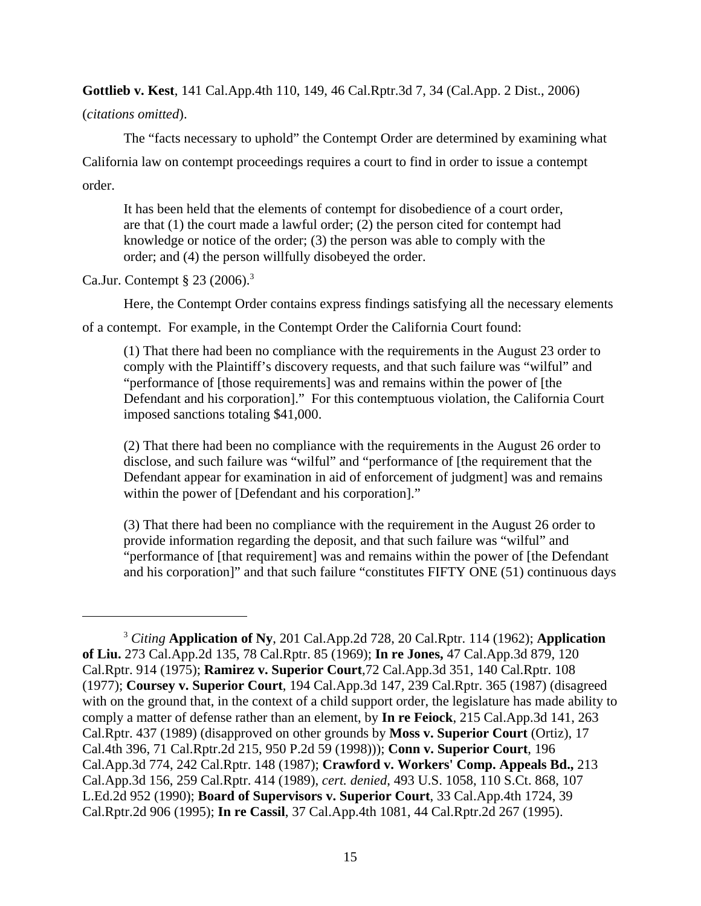**Gottlieb v. Kest**, 141 Cal.App.4th 110, 149, 46 Cal.Rptr.3d 7, 34 (Cal.App. 2 Dist., 2006) (*citations omitted*).

The "facts necessary to uphold" the Contempt Order are determined by examining what California law on contempt proceedings requires a court to find in order to issue a contempt order.

> It has been held that the elements of contempt for disobedience of a court order, are that (1) the court made a lawful order; (2) the person cited for contempt had knowledge or notice of the order; (3) the person was able to comply with the order; and (4) the person willfully disobeyed the order.

Ca.Jur. Contempt § 23 (2006).[3]

Here, the Contempt Order contains express findings satisfying all the necessary elements of a contempt. For example, in the Contempt Order the California Court found:

> (1) That there had been no compliance with the requirements in the August 23 order to comply with the Plaintiff's discovery requests, and that such failure was "wilful" and "performance of [those requirements] was and remains within the power of [the Defendant and his corporation]." For this contemptuous violation, the California Court imposed sanctions totaling $41,000.
>
> (2) That there had been no compliance with the requirements in the August 26 order to disclose, and such failure was "wilful" and "performance of [the requirement that the Defendant appear for examination in aid of enforcement of judgment] was and remains within the power of [Defendant and his corporation]."
>
> (3) That there had been no compliance with the requirement in the August 26 order to provide information regarding the deposit, and that such failure was "wilful" and "performance of [that requirement] was and remains within the power of [the Defendant and his corporation]" and that such failure "constitutes FIFTY ONE (51) continuous days

---

[3] *Citing* **Application of Ny**, 201 Cal.App.2d 728, 20 Cal.Rptr. 114 (1962); **Application of Liu.** 273 Cal.App.2d 135, 78 Cal.Rptr. 85 (1969); **In re Jones,** 47 Cal.App.3d 879, 120 Cal.Rptr. 914 (1975); **Ramirez v. Superior Court**,72 Cal.App.3d 351, 140 Cal.Rptr. 108 (1977); **Coursey v. Superior Court**, 194 Cal.App.3d 147, 239 Cal.Rptr. 365 (1987) (disagreed with on the ground that, in the context of a child support order, the legislature has made ability to comply a matter of defense rather than an element, by **In re Feiock**, 215 Cal.App.3d 141, 263 Cal.Rptr. 437 (1989) (disapproved on other grounds by **Moss v. Superior Court** (Ortiz), 17 Cal.4th 396, 71 Cal.Rptr.2d 215, 950 P.2d 59 (1998))); **Conn v. Superior Court**, 196 Cal.App.3d 774, 242 Cal.Rptr. 148 (1987); **Crawford v. Workers' Comp. Appeals Bd.,** 213 Cal.App.3d 156, 259 Cal.Rptr. 414 (1989), *cert. denied*, 493 U.S. 1058, 110 S.Ct. 868, 107 L.Ed.2d 952 (1990); **Board of Supervisors v. Superior Court**, 33 Cal.App.4th 1724, 39 Cal.Rptr.2d 906 (1995); **In re Cassil**, 37 Cal.App.4th 1081, 44 Cal.Rptr.2d 267 (1995).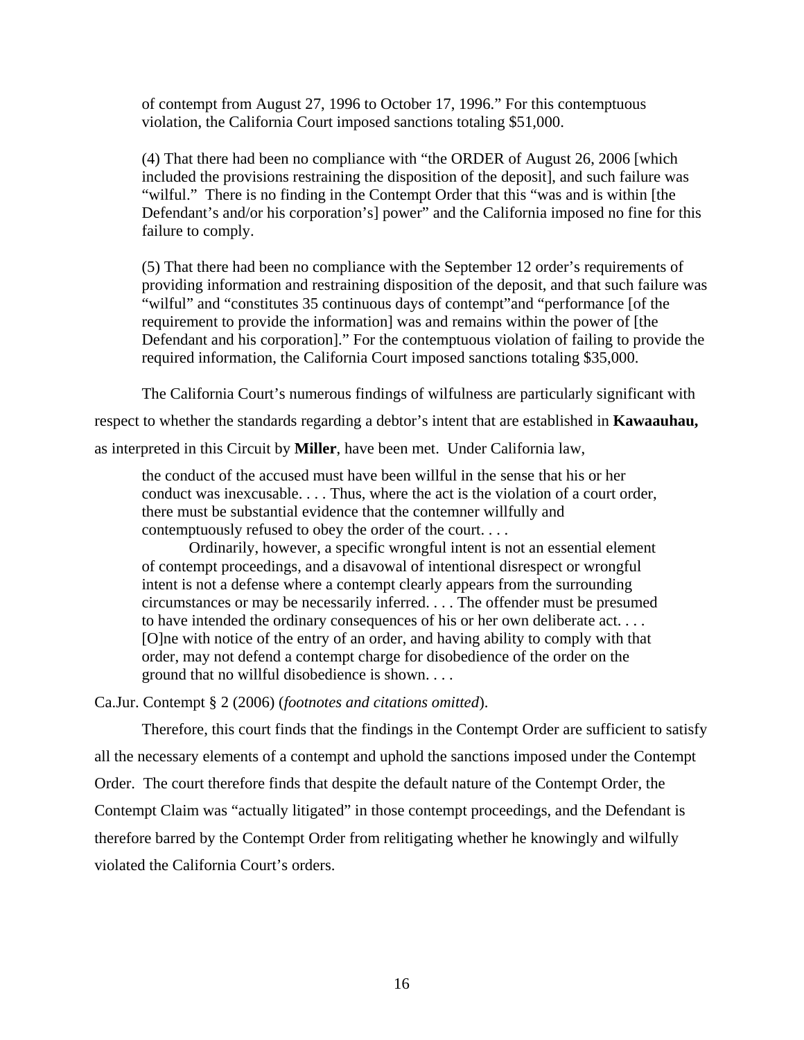of contempt from August 27, 1996 to October 17, 1996." For this contemptuous violation, the California Court imposed sanctions totaling $51,000.

(4) That there had been no compliance with "the ORDER of August 26, 2006 [which included the provisions restraining the disposition of the deposit], and such failure was "wilful." There is no finding in the Contempt Order that this "was and is within [the Defendant's and/or his corporation's] power" and the California imposed no fine for this failure to comply.

(5) That there had been no compliance with the September 12 order's requirements of providing information and restraining disposition of the deposit, and that such failure was "wilful" and "constitutes 35 continuous days of contempt"and "performance [of the requirement to provide the information] was and remains within the power of [the Defendant and his corporation]." For the contemptuous violation of failing to provide the required information, the California Court imposed sanctions totaling $35,000.

The California Court's numerous findings of wilfulness are particularly significant with respect to whether the standards regarding a debtor's intent that are established in **Kawaauhau,** as interpreted in this Circuit by **Miller**, have been met. Under California law,

> the conduct of the accused must have been willful in the sense that his or her conduct was inexcusable. . . . Thus, where the act is the violation of a court order, there must be substantial evidence that the contemner willfully and contemptuously refused to obey the order of the court. . . .
>
> Ordinarily, however, a specific wrongful intent is not an essential element of contempt proceedings, and a disavowal of intentional disrespect or wrongful intent is not a defense where a contempt clearly appears from the surrounding circumstances or may be necessarily inferred. . . . The offender must be presumed to have intended the ordinary consequences of his or her own deliberate act. . . . [O]ne with notice of the entry of an order, and having ability to comply with that order, may not defend a contempt charge for disobedience of the order on the ground that no willful disobedience is shown. . . .

Ca.Jur. Contempt § 2 (2006) (*footnotes and citations omitted*).

Therefore, this court finds that the findings in the Contempt Order are sufficient to satisfy all the necessary elements of a contempt and uphold the sanctions imposed under the Contempt Order. The court therefore finds that despite the default nature of the Contempt Order, the Contempt Claim was "actually litigated" in those contempt proceedings, and the Defendant is therefore barred by the Contempt Order from relitigating whether he knowingly and wilfully violated the California Court's orders.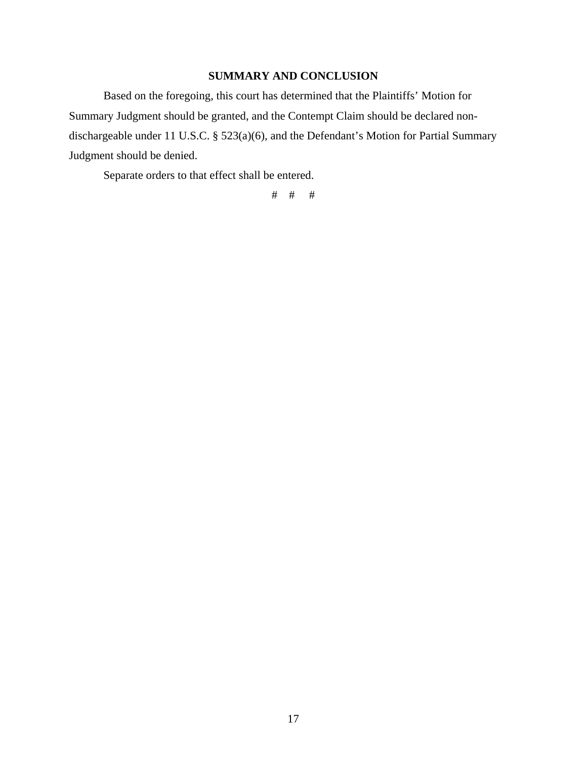## SUMMARY AND CONCLUSION

Based on the foregoing, this court has determined that the Plaintiffs' Motion for Summary Judgment should be granted, and the Contempt Claim should be declared non-dischargeable under 11 U.S.C. § 523(a)(6), and the Defendant's Motion for Partial Summary Judgment should be denied.

Separate orders to that effect shall be entered.

\# # #